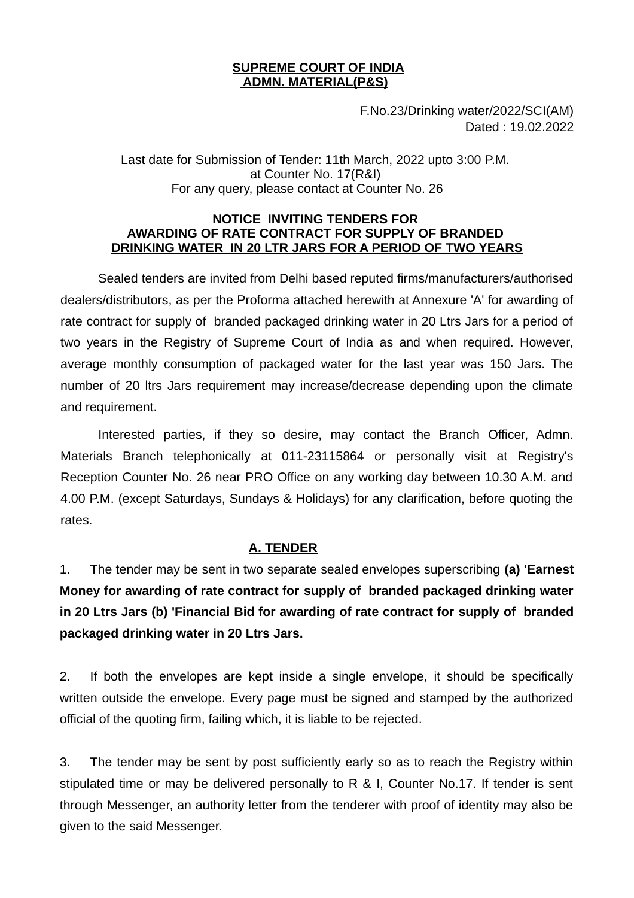**SUPREME COURT OF INDIA**
**ADMN. MATERIAL(P&S)**

F.No.23/Drinking water/2022/SCI(AM)
Dated : 19.02.2022

Last date for Submission of Tender: 11th March, 2022 upto 3:00 P.M.
at Counter No. 17(R&I)
For any query, please contact at Counter No. 26

## NOTICE INVITING TENDERS FOR AWARDING OF RATE CONTRACT FOR SUPPLY OF BRANDED DRINKING WATER IN 20 LTR JARS FOR A PERIOD OF TWO YEARS

Sealed tenders are invited from Delhi based reputed firms/manufacturers/authorised dealers/distributors, as per the Proforma attached herewith at Annexure 'A' for awarding of rate contract for supply of branded packaged drinking water in 20 Ltrs Jars for a period of two years in the Registry of Supreme Court of India as and when required. However, average monthly consumption of packaged water for the last year was 150 Jars. The number of 20 ltrs Jars requirement may increase/decrease depending upon the climate and requirement.

Interested parties, if they so desire, may contact the Branch Officer, Admn. Materials Branch telephonically at 011-23115864 or personally visit at Registry's Reception Counter No. 26 near PRO Office on any working day between 10.30 A.M. and 4.00 P.M. (except Saturdays, Sundays & Holidays) for any clarification, before quoting the rates.

### A. TENDER

1. The tender may be sent in two separate sealed envelopes superscribing **(a) 'Earnest Money for awarding of rate contract for supply of branded packaged drinking water in 20 Ltrs Jars (b) 'Financial Bid for awarding of rate contract for supply of branded packaged drinking water in 20 Ltrs Jars.**

2. If both the envelopes are kept inside a single envelope, it should be specifically written outside the envelope. Every page must be signed and stamped by the authorized official of the quoting firm, failing which, it is liable to be rejected.

3. The tender may be sent by post sufficiently early so as to reach the Registry within stipulated time or may be delivered personally to R & I, Counter No.17. If tender is sent through Messenger, an authority letter from the tenderer with proof of identity may also be given to the said Messenger.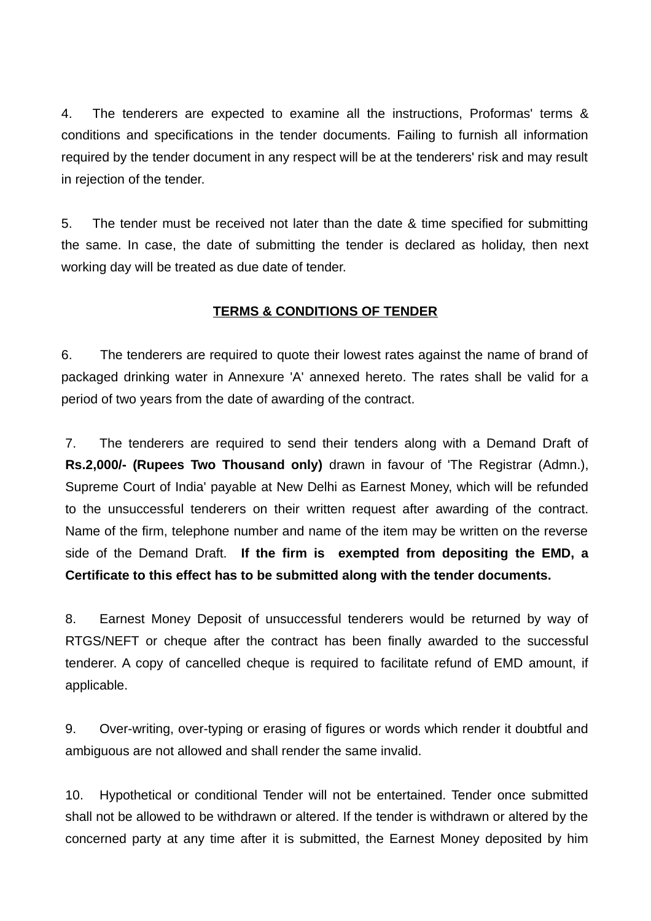4. The tenderers are expected to examine all the instructions, Proformas' terms & conditions and specifications in the tender documents. Failing to furnish all information required by the tender document in any respect will be at the tenderers' risk and may result in rejection of the tender.

5. The tender must be received not later than the date & time specified for submitting the same. In case, the date of submitting the tender is declared as holiday, then next working day will be treated as due date of tender.

## TERMS & CONDITIONS OF TENDER

6. The tenderers are required to quote their lowest rates against the name of brand of packaged drinking water in Annexure 'A' annexed hereto. The rates shall be valid for a period of two years from the date of awarding of the contract.

7. The tenderers are required to send their tenders along with a Demand Draft of **Rs.2,000/- (Rupees Two Thousand only)** drawn in favour of 'The Registrar (Admn.), Supreme Court of India' payable at New Delhi as Earnest Money, which will be refunded to the unsuccessful tenderers on their written request after awarding of the contract. Name of the firm, telephone number and name of the item may be written on the reverse side of the Demand Draft. **If the firm is exempted from depositing the EMD, a Certificate to this effect has to be submitted along with the tender documents.**

8. Earnest Money Deposit of unsuccessful tenderers would be returned by way of RTGS/NEFT or cheque after the contract has been finally awarded to the successful tenderer. A copy of cancelled cheque is required to facilitate refund of EMD amount, if applicable.

9. Over-writing, over-typing or erasing of figures or words which render it doubtful and ambiguous are not allowed and shall render the same invalid.

10. Hypothetical or conditional Tender will not be entertained. Tender once submitted shall not be allowed to be withdrawn or altered. If the tender is withdrawn or altered by the concerned party at any time after it is submitted, the Earnest Money deposited by him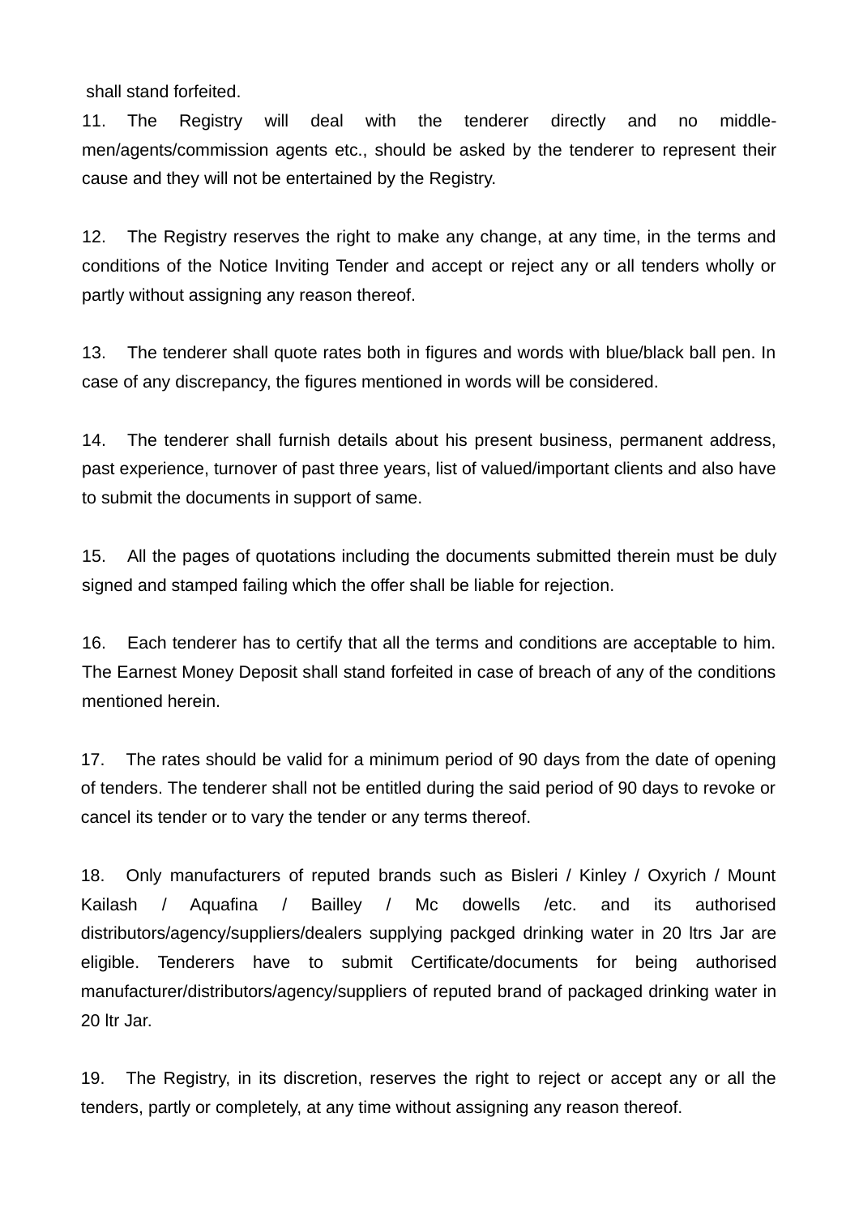shall stand forfeited.

11. The Registry will deal with the tenderer directly and no middle-men/agents/commission agents etc., should be asked by the tenderer to represent their cause and they will not be entertained by the Registry.

12. The Registry reserves the right to make any change, at any time, in the terms and conditions of the Notice Inviting Tender and accept or reject any or all tenders wholly or partly without assigning any reason thereof.

13. The tenderer shall quote rates both in figures and words with blue/black ball pen. In case of any discrepancy, the figures mentioned in words will be considered.

14. The tenderer shall furnish details about his present business, permanent address, past experience, turnover of past three years, list of valued/important clients and also have to submit the documents in support of same.

15. All the pages of quotations including the documents submitted therein must be duly signed and stamped failing which the offer shall be liable for rejection.

16. Each tenderer has to certify that all the terms and conditions are acceptable to him. The Earnest Money Deposit shall stand forfeited in case of breach of any of the conditions mentioned herein.

17. The rates should be valid for a minimum period of 90 days from the date of opening of tenders. The tenderer shall not be entitled during the said period of 90 days to revoke or cancel its tender or to vary the tender or any terms thereof.

18. Only manufacturers of reputed brands such as Bisleri / Kinley / Oxyrich / Mount Kailash / Aquafina / Bailley / Mc dowells /etc. and its authorised distributors/agency/suppliers/dealers supplying packged drinking water in 20 ltrs Jar are eligible. Tenderers have to submit Certificate/documents for being authorised manufacturer/distributors/agency/suppliers of reputed brand of packaged drinking water in 20 ltr Jar.

19. The Registry, in its discretion, reserves the right to reject or accept any or all the tenders, partly or completely, at any time without assigning any reason thereof.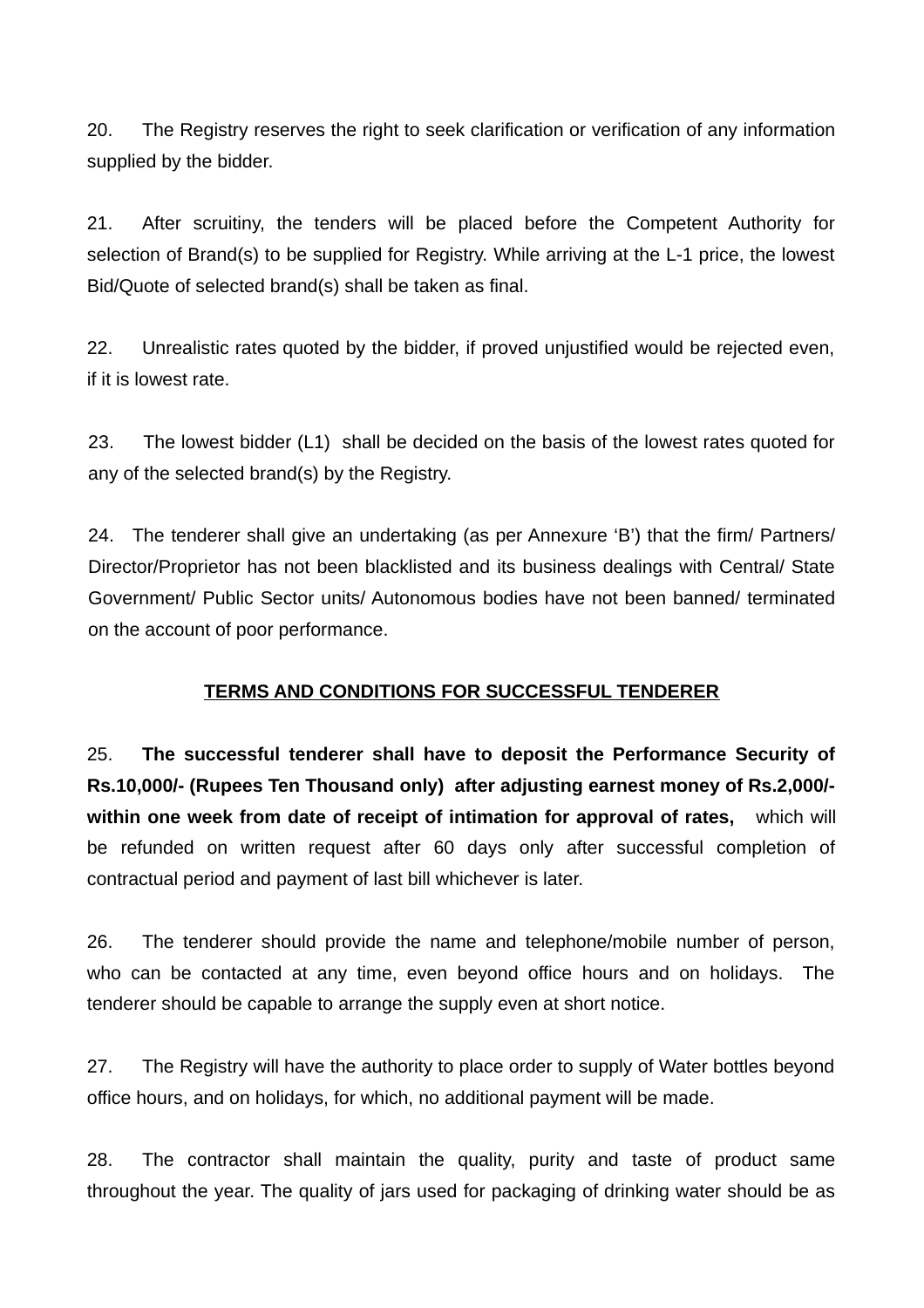20. The Registry reserves the right to seek clarification or verification of any information supplied by the bidder.

21. After scruitiny, the tenders will be placed before the Competent Authority for selection of Brand(s) to be supplied for Registry. While arriving at the L-1 price, the lowest Bid/Quote of selected brand(s) shall be taken as final.

22. Unrealistic rates quoted by the bidder, if proved unjustified would be rejected even, if it is lowest rate.

23. The lowest bidder (L1) shall be decided on the basis of the lowest rates quoted for any of the selected brand(s) by the Registry.

24. The tenderer shall give an undertaking (as per Annexure 'B') that the firm/ Partners/ Director/Proprietor has not been blacklisted and its business dealings with Central/ State Government/ Public Sector units/ Autonomous bodies have not been banned/ terminated on the account of poor performance.

## TERMS AND CONDITIONS FOR SUCCESSFUL TENDERER

25. **The successful tenderer shall have to deposit the Performance Security of Rs.10,000/- (Rupees Ten Thousand only) after adjusting earnest money of Rs.2,000/- within one week from date of receipt of intimation for approval of rates,** which will be refunded on written request after 60 days only after successful completion of contractual period and payment of last bill whichever is later.

26. The tenderer should provide the name and telephone/mobile number of person, who can be contacted at any time, even beyond office hours and on holidays. The tenderer should be capable to arrange the supply even at short notice.

27. The Registry will have the authority to place order to supply of Water bottles beyond office hours, and on holidays, for which, no additional payment will be made.

28. The contractor shall maintain the quality, purity and taste of product same throughout the year. The quality of jars used for packaging of drinking water should be as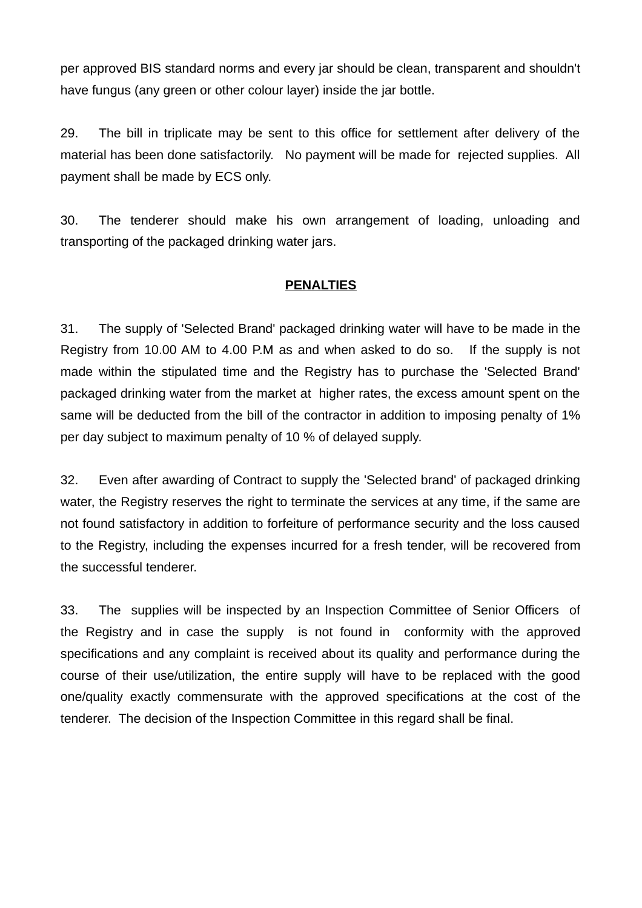per approved BIS standard norms and every jar should be clean, transparent and shouldn't have fungus (any green or other colour layer) inside the jar bottle.

29. The bill in triplicate may be sent to this office for settlement after delivery of the material has been done satisfactorily. No payment will be made for rejected supplies. All payment shall be made by ECS only.

30. The tenderer should make his own arrangement of loading, unloading and transporting of the packaged drinking water jars.

## PENALTIES

31. The supply of 'Selected Brand' packaged drinking water will have to be made in the Registry from 10.00 AM to 4.00 P.M as and when asked to do so. If the supply is not made within the stipulated time and the Registry has to purchase the 'Selected Brand' packaged drinking water from the market at higher rates, the excess amount spent on the same will be deducted from the bill of the contractor in addition to imposing penalty of 1% per day subject to maximum penalty of 10 % of delayed supply.

32. Even after awarding of Contract to supply the 'Selected brand' of packaged drinking water, the Registry reserves the right to terminate the services at any time, if the same are not found satisfactory in addition to forfeiture of performance security and the loss caused to the Registry, including the expenses incurred for a fresh tender, will be recovered from the successful tenderer.

33. The supplies will be inspected by an Inspection Committee of Senior Officers of the Registry and in case the supply is not found in conformity with the approved specifications and any complaint is received about its quality and performance during the course of their use/utilization, the entire supply will have to be replaced with the good one/quality exactly commensurate with the approved specifications at the cost of the tenderer. The decision of the Inspection Committee in this regard shall be final.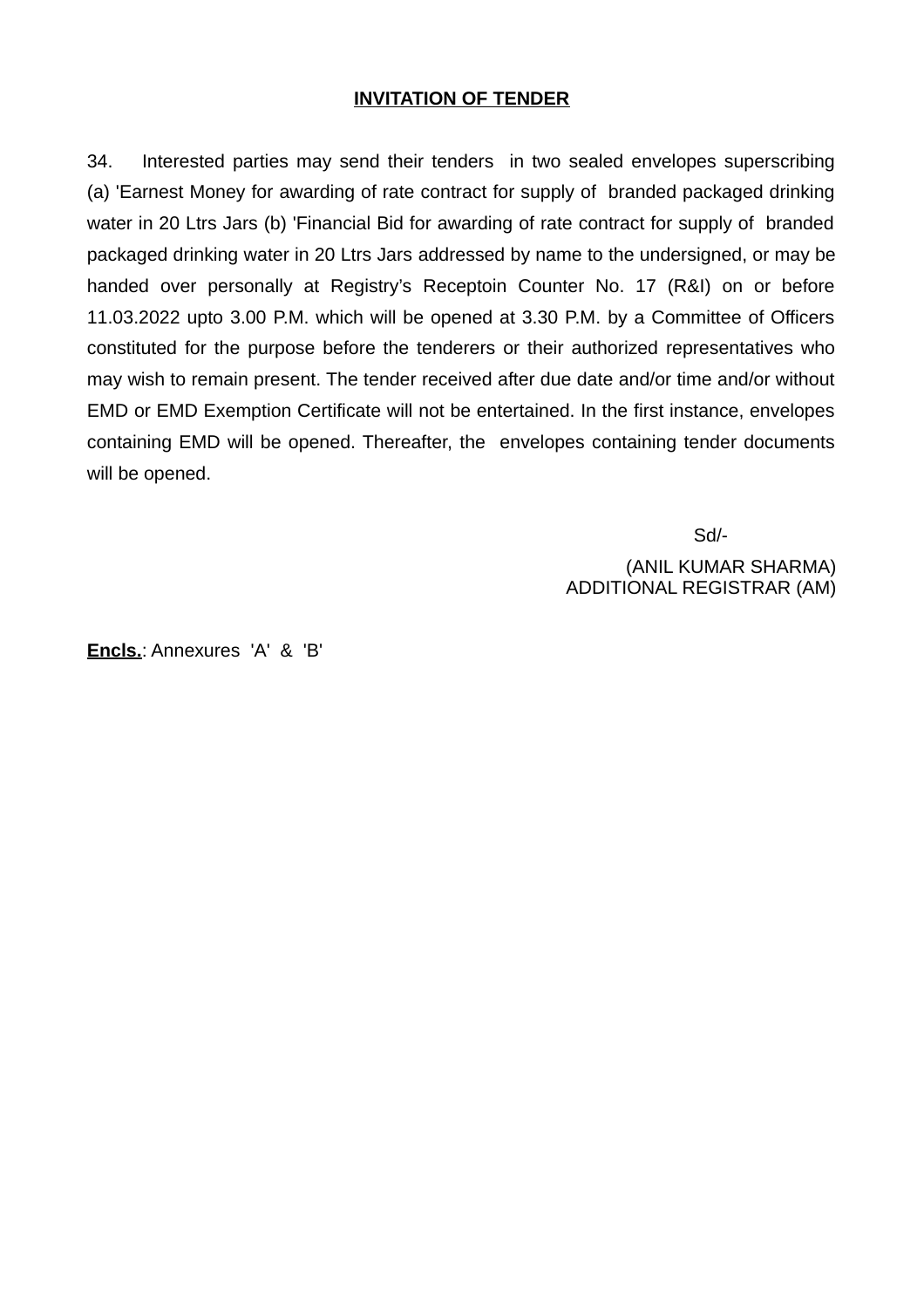**INVITATION OF TENDER**

34. Interested parties may send their tenders in two sealed envelopes superscribing (a) 'Earnest Money for awarding of rate contract for supply of branded packaged drinking water in 20 Ltrs Jars (b) 'Financial Bid for awarding of rate contract for supply of branded packaged drinking water in 20 Ltrs Jars addressed by name to the undersigned, or may be handed over personally at Registry's Receptoin Counter No. 17 (R&I) on or before 11.03.2022 upto 3.00 P.M. which will be opened at 3.30 P.M. by a Committee of Officers constituted for the purpose before the tenderers or their authorized representatives who may wish to remain present. The tender received after due date and/or time and/or without EMD or EMD Exemption Certificate will not be entertained. In the first instance, envelopes containing EMD will be opened. Thereafter, the envelopes containing tender documents will be opened.

Sd/-

(ANIL KUMAR SHARMA)
ADDITIONAL REGISTRAR (AM)

**Encls.**: Annexures 'A' & 'B'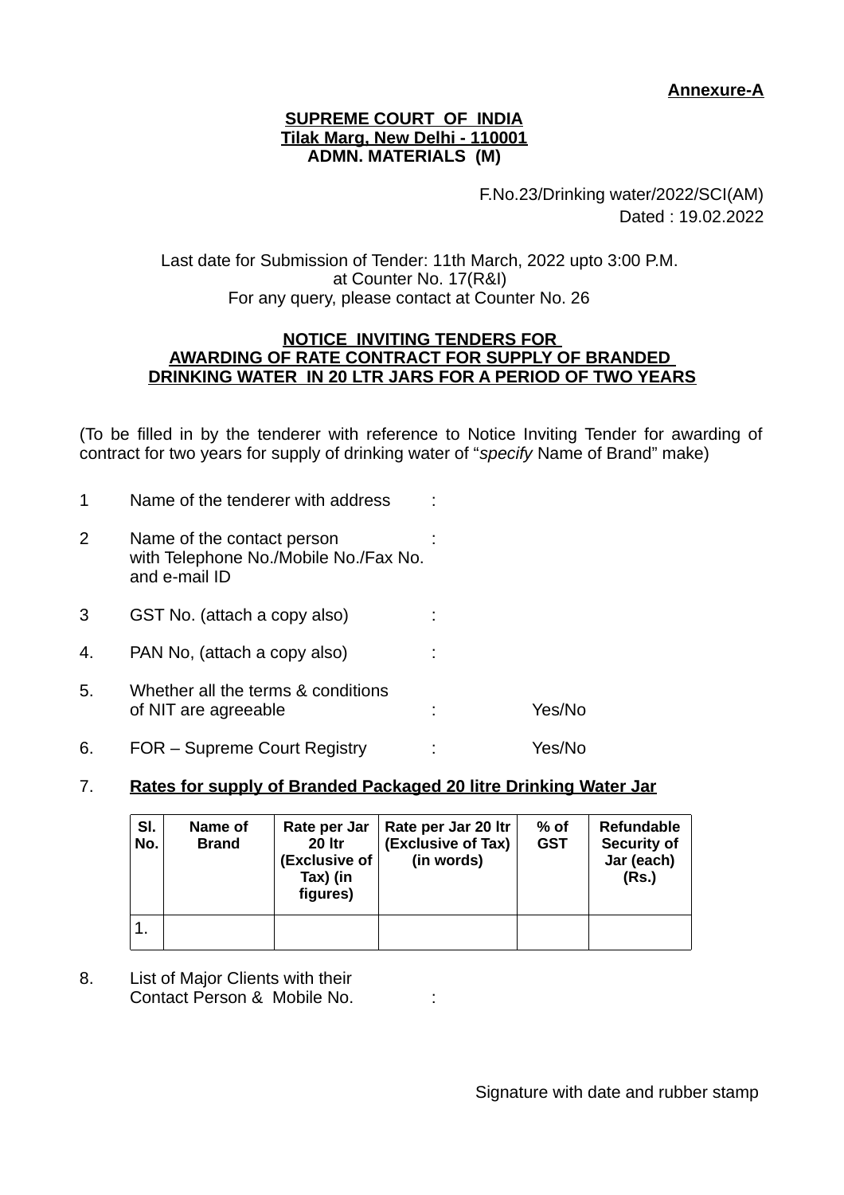**Annexure-A**

**SUPREME COURT OF INDIA**
**Tilak Marg, New Delhi - 110001**
**ADMN. MATERIALS (M)**

F.No.23/Drinking water/2022/SCI(AM)
Dated : 19.02.2022

Last date for Submission of Tender: 11th March, 2022 upto 3:00 P.M.
at Counter No. 17(R&I)
For any query, please contact at Counter No. 26

**NOTICE INVITING TENDERS FOR**
**AWARDING OF RATE CONTRACT FOR SUPPLY OF BRANDED DRINKING WATER IN 20 LTR JARS FOR A PERIOD OF TWO YEARS**

(To be filled in by the tenderer with reference to Notice Inviting Tender for awarding of contract for two years for supply of drinking water of "*specify* Name of Brand" make)

1. Name of the tenderer with address :

2. Name of the contact person with Telephone No./Mobile No./Fax No. and e-mail ID :

3. GST No. (attach a copy also) :

4. PAN No, (attach a copy also) :

5. Whether all the terms & conditions of NIT are agreeable : Yes/No

6. FOR – Supreme Court Registry : Yes/No

7. **Rates for supply of Branded Packaged 20 litre Drinking Water Jar**

| Sl. No. | Name of Brand | Rate per Jar 20 ltr (Exclusive of Tax) (in figures) | Rate per Jar 20 ltr (Exclusive of Tax) (in words) | % of GST | Refundable Security of Jar (each) (Rs.) |
|---|---|---|---|---|---|
| 1. | | | | | |

8. List of Major Clients with their Contact Person & Mobile No. :

Signature with date and rubber stamp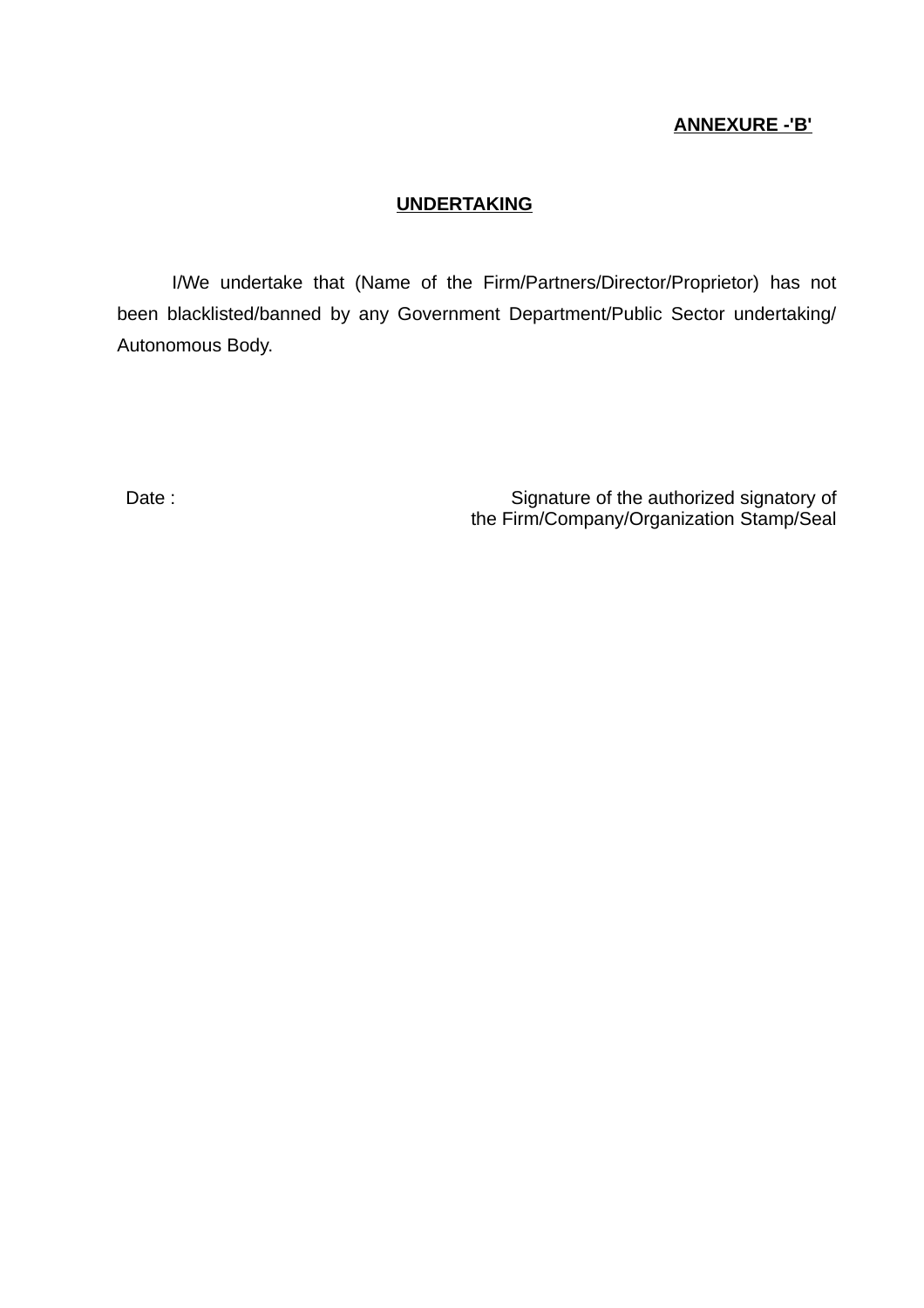**ANNEXURE -'B'**

## UNDERTAKING

I/We undertake that (Name of the Firm/Partners/Director/Proprietor) has not been blacklisted/banned by any Government Department/Public Sector undertaking/ Autonomous Body.

Date :

Signature of the authorized signatory of
the Firm/Company/Organization Stamp/Seal